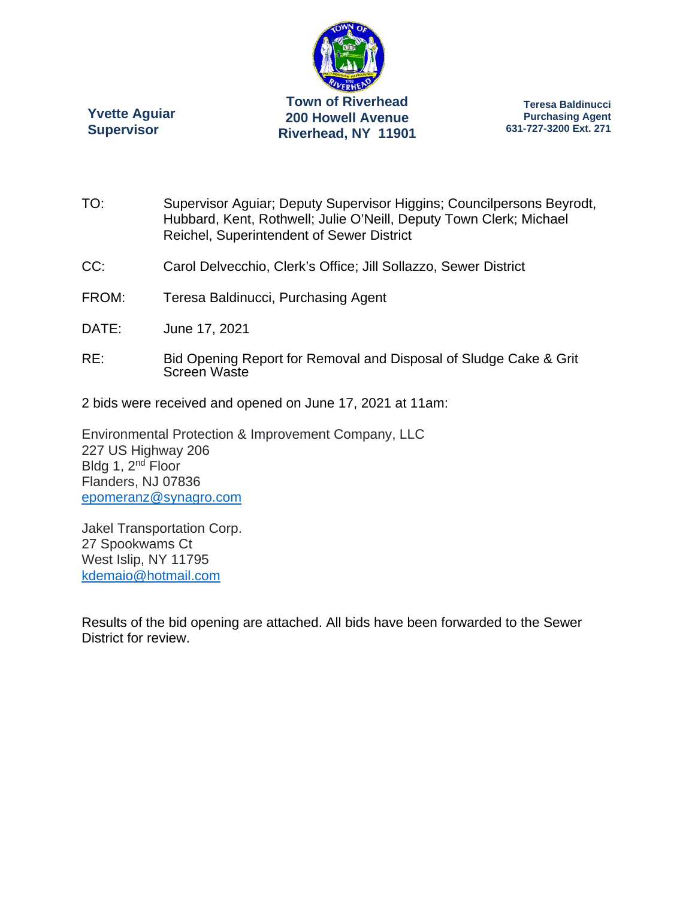**Yvette Aguiar**
**Supervisor**

**Town of Riverhead**
**200 Howell Avenue**
**Riverhead, NY 11901**

**Teresa Baldinucci**
**Purchasing Agent**
**631-727-3200 Ext. 271**

TO: Supervisor Aguiar; Deputy Supervisor Higgins; Councilpersons Beyrodt, Hubbard, Kent, Rothwell; Julie O'Neill, Deputy Town Clerk; Michael Reichel, Superintendent of Sewer District

CC: Carol Delvecchio, Clerk's Office; Jill Sollazzo, Sewer District

FROM: Teresa Baldinucci, Purchasing Agent

DATE: June 17, 2021

RE: Bid Opening Report for Removal and Disposal of Sludge Cake & Grit Screen Waste

2 bids were received and opened on June 17, 2021 at 11am:

Environmental Protection & Improvement Company, LLC
227 US Highway 206
Bldg 1, 2nd Floor
Flanders, NJ 07836
epomeranz@synagro.com

Jakel Transportation Corp.
27 Spookwams Ct
West Islip, NY 11795
kdemaio@hotmail.com

Results of the bid opening are attached. All bids have been forwarded to the Sewer District for review.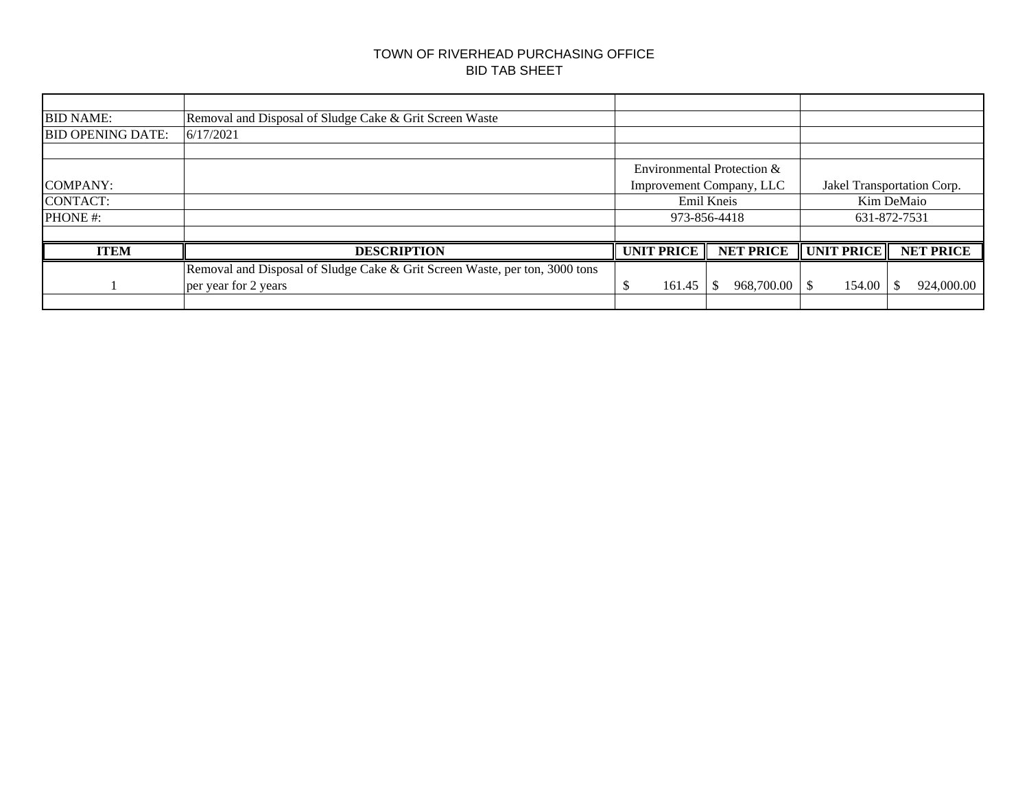TOWN OF RIVERHEAD PURCHASING OFFICE
BID TAB SHEET

| | | | | | |
|---|---|---|---|---|---|
| BID NAME: | Removal and Disposal of Sludge Cake & Grit Screen Waste | | | | |
| BID OPENING DATE: | 6/17/2021 | | | | |
| COMPANY: | | Environmental Protection & Improvement Company, LLC | | Jakel Transportation Corp. | |
| CONTACT: | | Emil Kneis | | Kim DeMaio | |
| PHONE #: | | 973-856-4418 | | 631-872-7531 | |
| **ITEM** | **DESCRIPTION** | **UNIT PRICE** | **NET PRICE** | **UNIT PRICE** | **NET PRICE** |
| 1 | Removal and Disposal of Sludge Cake & Grit Screen Waste, per ton, 3000 tons per year for 2 years | $ 161.45 | $ 968,700.00 | $ 154.00 | $ 924,000.00 |